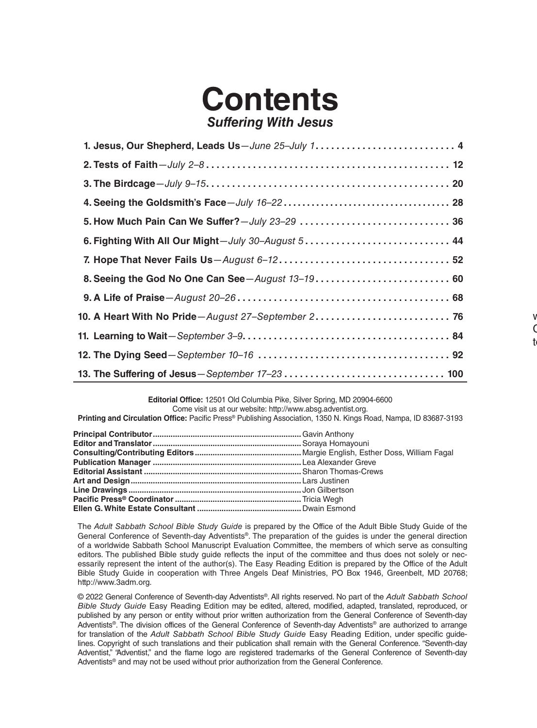# Contents

## *Suffering With Jesus*

1. **Jesus, Our Shepherd, Leads Us**—*June 25–July 1* ........................... 4
2. **Tests of Faith**—*July 2–8* ............................................... 12
3. **The Birdcage**—*July 9–15*............................................... 20
4. **Seeing the Goldsmith's Face**—*July 16–22* ................................... 28
5. **How Much Pain Can We Suffer?**—*July 23–29* ............................. 36
6. **Fighting With All Our Might**—*July 30–August 5* ............................ 44
7. **Hope That Never Fails Us**—*August 6–12*................................. 52
8. **Seeing the God No One Can See**—*August 13–19*.......................... 60
9. **A Life of Praise**—*August 20–26* ......................................... 68
10. **A Heart With No Pride**—*August 27–September 2*.......................... 76
11. **Learning to Wait**—*September 3–9*........................................ 84
12. **The Dying Seed**—*September 10–16* ..................................... 92
13. **The Suffering of Jesus**—*September 17–23* ............................... 100

**Editorial Office:** 12501 Old Columbia Pike, Silver Spring, MD 20904-6600
Come visit us at our website: http://www.absg.adventist.org.
**Printing and Circulation Office:** Pacific Press® Publishing Association, 1350 N. Kings Road, Nampa, ID 83687-3193

**Principal Contributor** .................................................................. Gavin Anthony
**Editor and Translator** .................................................................. Soraya Homayouni
**Consulting/Contributing Editors** ................................................ Margie English, Esther Doss, William Fagal
**Publication Manager** .................................................................. Lea Alexander Greve
**Editorial Assistant** ...................................................................... Sharon Thomas-Crews
**Art and Design**............................................................................ Lars Justinen
**Line Drawings** ............................................................................. Jon Gilbertson
**Pacific Press® Coordinator** ......................................................... Tricia Wegh
**Ellen G. White Estate Consultant** ............................................... Dwain Esmond

The *Adult Sabbath School Bible Study Guide* is prepared by the Office of the Adult Bible Study Guide of the General Conference of Seventh-day Adventists®. The preparation of the guides is under the general direction of a worldwide Sabbath School Manuscript Evaluation Committee, the members of which serve as consulting editors. The published Bible study guide reflects the input of the committee and thus does not solely or necessarily represent the intent of the author(s). The Easy Reading Edition is prepared by the Office of the Adult Bible Study Guide in cooperation with Three Angels Deaf Ministries, PO Box 1946, Greenbelt, MD 20768; http://www.3adm.org.

© 2022 General Conference of Seventh-day Adventists®. All rights reserved. No part of the *Adult Sabbath School Bible Study Guide* Easy Reading Edition may be edited, altered, modified, adapted, translated, reproduced, or published by any person or entity without prior written authorization from the General Conference of Seventh-day Adventists®. The division offices of the General Conference of Seventh-day Adventists® are authorized to arrange for translation of the *Adult Sabbath School Bible Study Guide* Easy Reading Edition, under specific guidelines. Copyright of such translations and their publication shall remain with the General Conference. "Seventh-day Adventist," "Adventist," and the flame logo are registered trademarks of the General Conference of Seventh-day Adventists® and may not be used without prior authorization from the General Conference.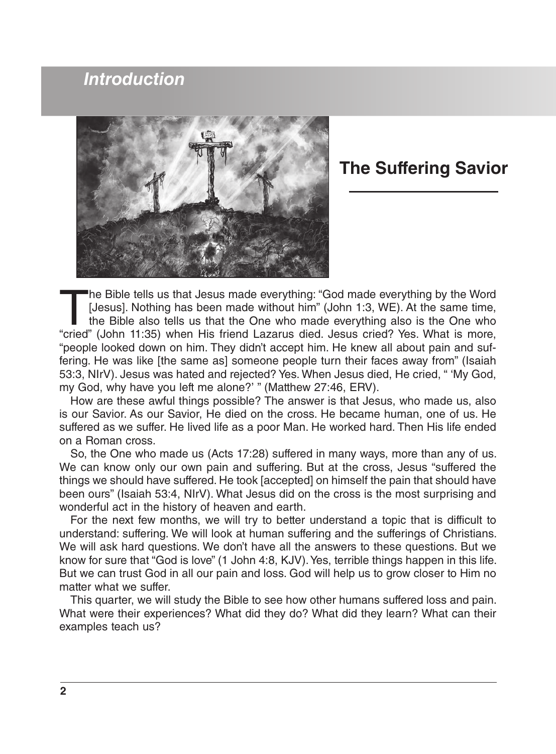## Introduction

# The Suffering Savior

The Bible tells us that Jesus made everything: "God made everything by the Word [Jesus]. Nothing has been made without him" (John 1:3, WE). At the same time, the Bible also tells us that the One who made everything also is the One who "cried" (John 11:35) when His friend Lazarus died. Jesus cried? Yes. What is more, "people looked down on him. They didn't accept him. He knew all about pain and suffering. He was like [the same as] someone people turn their faces away from" (Isaiah 53:3, NIrV). Jesus was hated and rejected? Yes. When Jesus died, He cried, " 'My God, my God, why have you left me alone?' " (Matthew 27:46, ERV).

How are these awful things possible? The answer is that Jesus, who made us, also is our Savior. As our Savior, He died on the cross. He became human, one of us. He suffered as we suffer. He lived life as a poor Man. He worked hard. Then His life ended on a Roman cross.

So, the One who made us (Acts 17:28) suffered in many ways, more than any of us. We can know only our own pain and suffering. But at the cross, Jesus "suffered the things we should have suffered. He took [accepted] on himself the pain that should have been ours" (Isaiah 53:4, NIrV). What Jesus did on the cross is the most surprising and wonderful act in the history of heaven and earth.

For the next few months, we will try to better understand a topic that is difficult to understand: suffering. We will look at human suffering and the sufferings of Christians. We will ask hard questions. We don't have all the answers to these questions. But we know for sure that "God is love" (1 John 4:8, KJV). Yes, terrible things happen in this life. But we can trust God in all our pain and loss. God will help us to grow closer to Him no matter what we suffer.

This quarter, we will study the Bible to see how other humans suffered loss and pain. What were their experiences? What did they do? What did they learn? What can their examples teach us?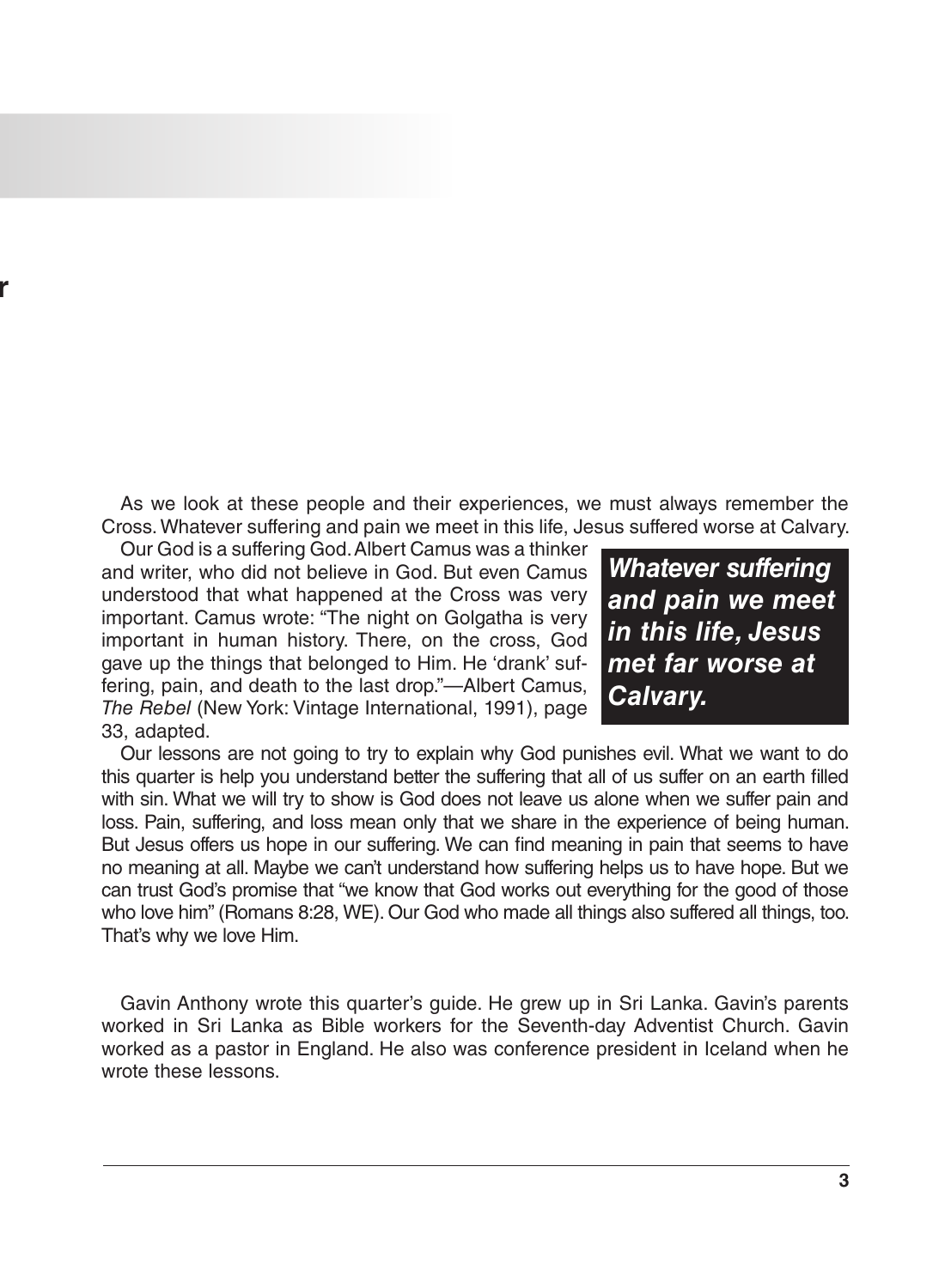As we look at these people and their experiences, we must always remember the Cross. Whatever suffering and pain we meet in this life, Jesus suffered worse at Calvary.

Our God is a suffering God. Albert Camus was a thinker and writer, who did not believe in God. But even Camus understood that what happened at the Cross was very important. Camus wrote: "The night on Golgatha is very important in human history. There, on the cross, God gave up the things that belonged to Him. He 'drank' suffering, pain, and death to the last drop."—Albert Camus, *The Rebel* (New York: Vintage International, 1991), page 33, adapted.

***Whatever suffering and pain we meet in this life, Jesus met far worse at Calvary.***

Our lessons are not going to try to explain why God punishes evil. What we want to do this quarter is help you understand better the suffering that all of us suffer on an earth filled with sin. What we will try to show is God does not leave us alone when we suffer pain and loss. Pain, suffering, and loss mean only that we share in the experience of being human. But Jesus offers us hope in our suffering. We can find meaning in pain that seems to have no meaning at all. Maybe we can't understand how suffering helps us to have hope. But we can trust God's promise that "we know that God works out everything for the good of those who love him" (Romans 8:28, WE). Our God who made all things also suffered all things, too. That's why we love Him.

Gavin Anthony wrote this quarter's guide. He grew up in Sri Lanka. Gavin's parents worked in Sri Lanka as Bible workers for the Seventh-day Adventist Church. Gavin worked as a pastor in England. He also was conference president in Iceland when he wrote these lessons.